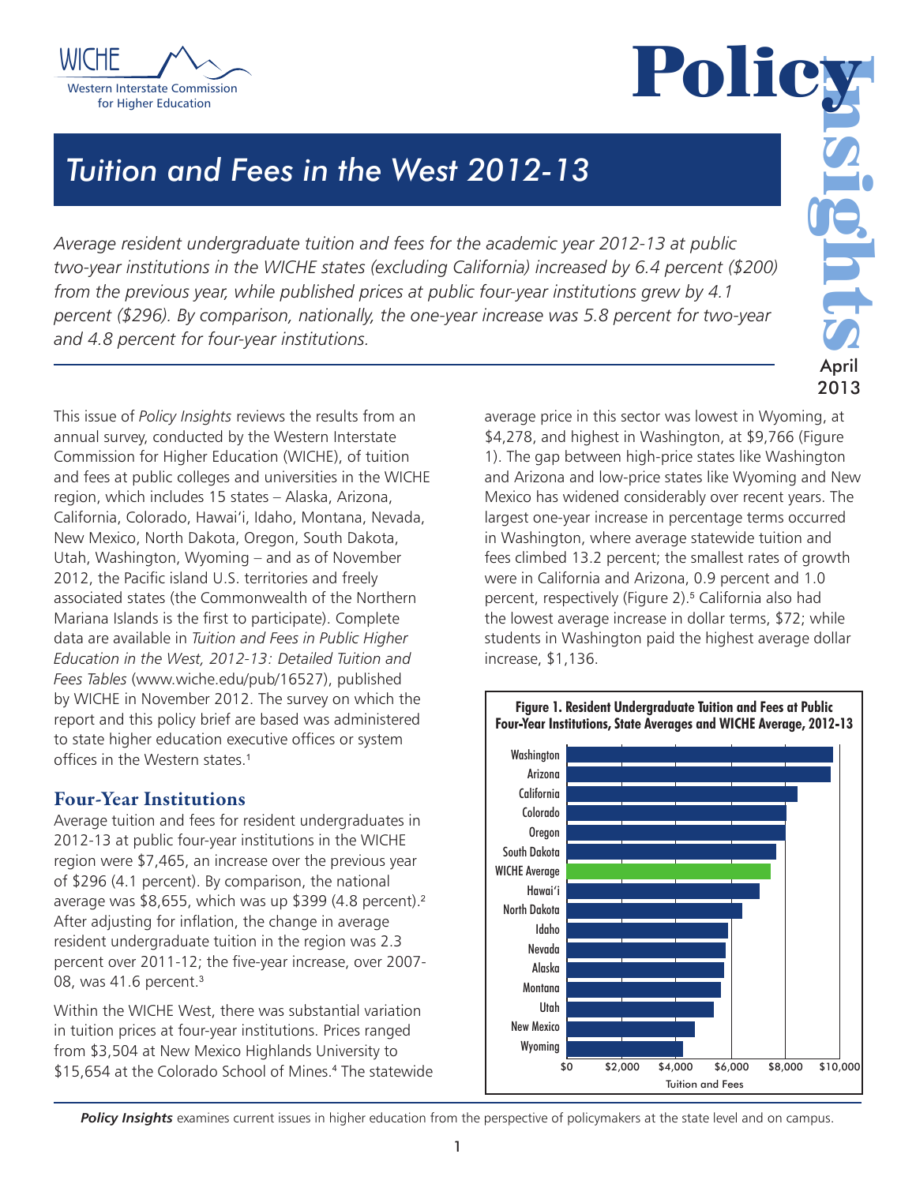# Tuition and Fees in the West 2012-13

**Policy Insights**

April 2013

*Average resident undergraduate tuition and fees for the academic year 2012-13 at public two-year institutions in the WICHE states (excluding California) increased by 6.4 percent ($200) from the previous year, while published prices at public four-year institutions grew by 4.1 percent ($296). By comparison, nationally, the one-year increase was 5.8 percent for two-year and 4.8 percent for four-year institutions.*

This issue of *Policy Insights* reviews the results from an annual survey, conducted by the Western Interstate Commission for Higher Education (WICHE), of tuition and fees at public colleges and universities in the WICHE region, which includes 15 states – Alaska, Arizona, California, Colorado, Hawai'i, Idaho, Montana, Nevada, New Mexico, North Dakota, Oregon, South Dakota, Utah, Washington, Wyoming – and as of November 2012, the Pacific island U.S. territories and freely associated states (the Commonwealth of the Northern Mariana Islands is the first to participate). Complete data are available in *Tuition and Fees in Public Higher Education in the West, 2012-13: Detailed Tuition and Fees Tables* (www.wiche.edu/pub/16527), published by WICHE in November 2012. The survey on which the report and this policy brief are based was administered to state higher education executive offices or system offices in the Western states.[1]

## Four-Year Institutions

Average tuition and fees for resident undergraduates in 2012-13 at public four-year institutions in the WICHE region were $7,465, an increase over the previous year of $296 (4.1 percent). By comparison, the national average was $8,655, which was up $399 (4.8 percent).[2] After adjusting for inflation, the change in average resident undergraduate tuition in the region was 2.3 percent over 2011-12; the five-year increase, over 2007-08, was 41.6 percent.[3]

Within the WICHE West, there was substantial variation in tuition prices at four-year institutions. Prices ranged from $3,504 at New Mexico Highlands University to $15,654 at the Colorado School of Mines.[4] The statewide average price in this sector was lowest in Wyoming, at $4,278, and highest in Washington, at $9,766 (Figure 1). The gap between high-price states like Washington and Arizona and low-price states like Wyoming and New Mexico has widened considerably over recent years. The largest one-year increase in percentage terms occurred in Washington, where average statewide tuition and fees climbed 13.2 percent; the smallest rates of growth were in California and Arizona, 0.9 percent and 1.0 percent, respectively (Figure 2).[5] California also had the lowest average increase in dollar terms, $72; while students in Washington paid the highest average dollar increase, $1,136.

**Figure 1. Resident Undergraduate Tuition and Fees at Public Four-Year Institutions, State Averages and WICHE Average, 2012-13**

[Horizontal bar chart, x-axis "Tuition and Fees" from $0 to $10,000, states in descending order: Washington, Arizona, California, Colorado, Oregon, South Dakota, WICHE Average, Hawai'i, North Dakota, Idaho, Nevada, Alaska, Montana, Utah, New Mexico, Wyoming]

*Policy Insights* examines current issues in higher education from the perspective of policymakers at the state level and on campus.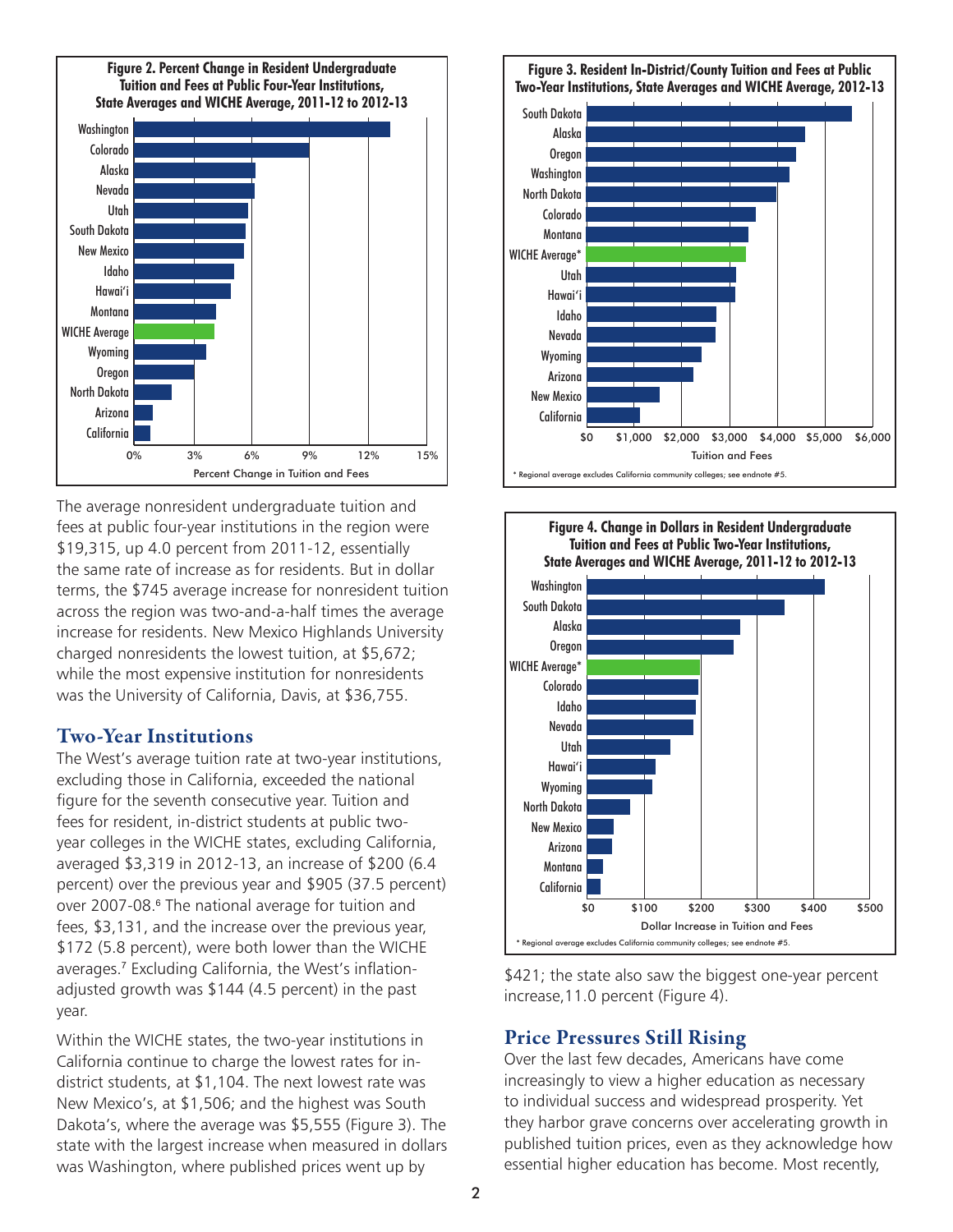**Figure 2. Percent Change in Resident Undergraduate Tuition and Fees at Public Four-Year Institutions, State Averages and WICHE Average, 2011-12 to 2012-13**

**Figure 3. Resident In-District/County Tuition and Fees at Public Two-Year Institutions, State Averages and WICHE Average, 2012-13**

* Regional average excludes California community colleges; see endnote #5.

**Figure 4. Change in Dollars in Resident Undergraduate Tuition and Fees at Public Two-Year Institutions, State Averages and WICHE Average, 2011-12 to 2012-13**

* Regional average excludes California community colleges; see endnote #5.

The average nonresident undergraduate tuition and fees at public four-year institutions in the region were $19,315, up 4.0 percent from 2011-12, essentially the same rate of increase as for residents. But in dollar terms, the $745 average increase for nonresident tuition across the region was two-and-a-half times the average increase for residents. New Mexico Highlands University charged nonresidents the lowest tuition, at $5,672; while the most expensive institution for nonresidents was the University of California, Davis, at $36,755.

## Two-Year Institutions

The West's average tuition rate at two-year institutions, excluding those in California, exceeded the national figure for the seventh consecutive year. Tuition and fees for resident, in-district students at public two-year colleges in the WICHE states, excluding California, averaged $3,319 in 2012-13, an increase of $200 (6.4 percent) over the previous year and $905 (37.5 percent) over 2007-08.[6] The national average for tuition and fees, $3,131, and the increase over the previous year, $172 (5.8 percent), were both lower than the WICHE averages.[7] Excluding California, the West's inflation-adjusted growth was $144 (4.5 percent) in the past year.

Within the WICHE states, the two-year institutions in California continue to charge the lowest rates for in-district students, at $1,104. The next lowest rate was New Mexico's, at $1,506; and the highest was South Dakota's, where the average was $5,555 (Figure 3). The state with the largest increase when measured in dollars was Washington, where published prices went up by $421; the state also saw the biggest one-year percent increase,11.0 percent (Figure 4).

## Price Pressures Still Rising

Over the last few decades, Americans have come increasingly to view a higher education as necessary to individual success and widespread prosperity. Yet they harbor grave concerns over accelerating growth in published tuition prices, even as they acknowledge how essential higher education has become. Most recently,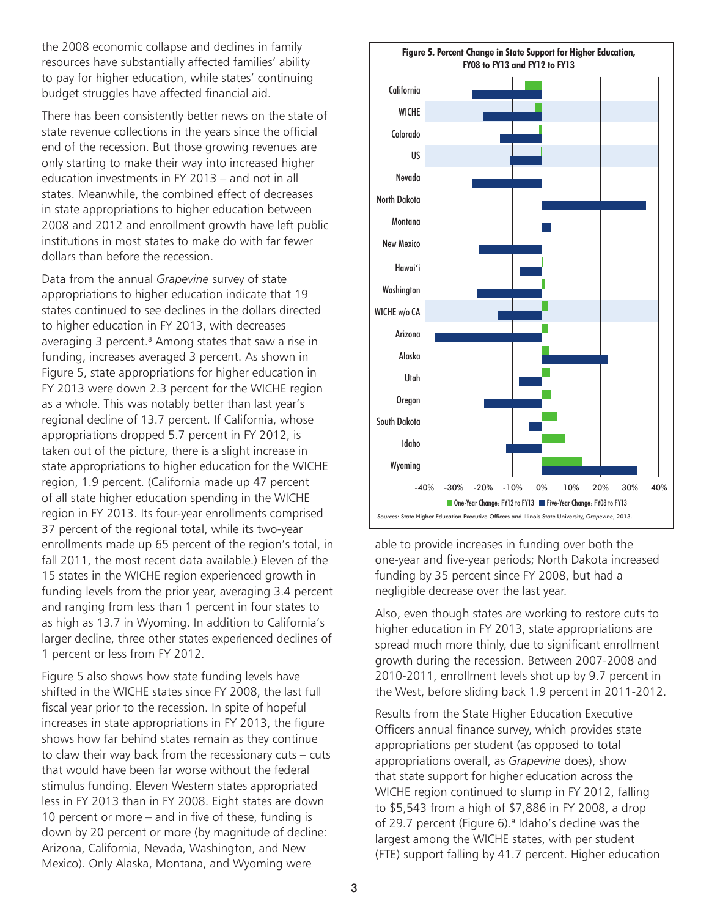the 2008 economic collapse and declines in family resources have substantially affected families' ability to pay for higher education, while states' continuing budget struggles have affected financial aid.

There has been consistently better news on the state of state revenue collections in the years since the official end of the recession. But those growing revenues are only starting to make their way into increased higher education investments in FY 2013 – and not in all states. Meanwhile, the combined effect of decreases in state appropriations to higher education between 2008 and 2012 and enrollment growth have left public institutions in most states to make do with far fewer dollars than before the recession.

Data from the annual *Grapevine* survey of state appropriations to higher education indicate that 19 states continued to see declines in the dollars directed to higher education in FY 2013, with decreases averaging 3 percent.[8] Among states that saw a rise in funding, increases averaged 3 percent. As shown in Figure 5, state appropriations for higher education in FY 2013 were down 2.3 percent for the WICHE region as a whole. This was notably better than last year's regional decline of 13.7 percent. If California, whose appropriations dropped 5.7 percent in FY 2012, is taken out of the picture, there is a slight increase in state appropriations to higher education for the WICHE region, 1.9 percent. (California made up 47 percent of all state higher education spending in the WICHE region in FY 2013. Its four-year enrollments comprised 37 percent of the regional total, while its two-year enrollments made up 65 percent of the region's total, in fall 2011, the most recent data available.) Eleven of the 15 states in the WICHE region experienced growth in funding levels from the prior year, averaging 3.4 percent and ranging from less than 1 percent in four states to as high as 13.7 in Wyoming. In addition to California's larger decline, three other states experienced declines of 1 percent or less from FY 2012.

Figure 5 also shows how state funding levels have shifted in the WICHE states since FY 2008, the last full fiscal year prior to the recession. In spite of hopeful increases in state appropriations in FY 2013, the figure shows how far behind states remain as they continue to claw their way back from the recessionary cuts – cuts that would have been far worse without the federal stimulus funding. Eleven Western states appropriated less in FY 2013 than in FY 2008. Eight states are down 10 percent or more – and in five of these, funding is down by 20 percent or more (by magnitude of decline: Arizona, California, Nevada, Washington, and New Mexico). Only Alaska, Montana, and Wyoming were able to provide increases in funding over both the one-year and five-year periods; North Dakota increased funding by 35 percent since FY 2008, but had a negligible decrease over the last year.

**Figure 5. Percent Change in State Support for Higher Education, FY08 to FY13 and FY12 to FY13**

*Sources:* State Higher Education Executive Officers and Illinois State University, *Grapevine*, 2013.

Also, even though states are working to restore cuts to higher education in FY 2013, state appropriations are spread much more thinly, due to significant enrollment growth during the recession. Between 2007-2008 and 2010-2011, enrollment levels shot up by 9.7 percent in the West, before sliding back 1.9 percent in 2011-2012.

Results from the State Higher Education Executive Officers annual finance survey, which provides state appropriations per student (as opposed to total appropriations overall, as *Grapevine* does), show that state support for higher education across the WICHE region continued to slump in FY 2012, falling to $5,543 from a high of $7,886 in FY 2008, a drop of 29.7 percent (Figure 6).[9] Idaho's decline was the largest among the WICHE states, with per student (FTE) support falling by 41.7 percent. Higher education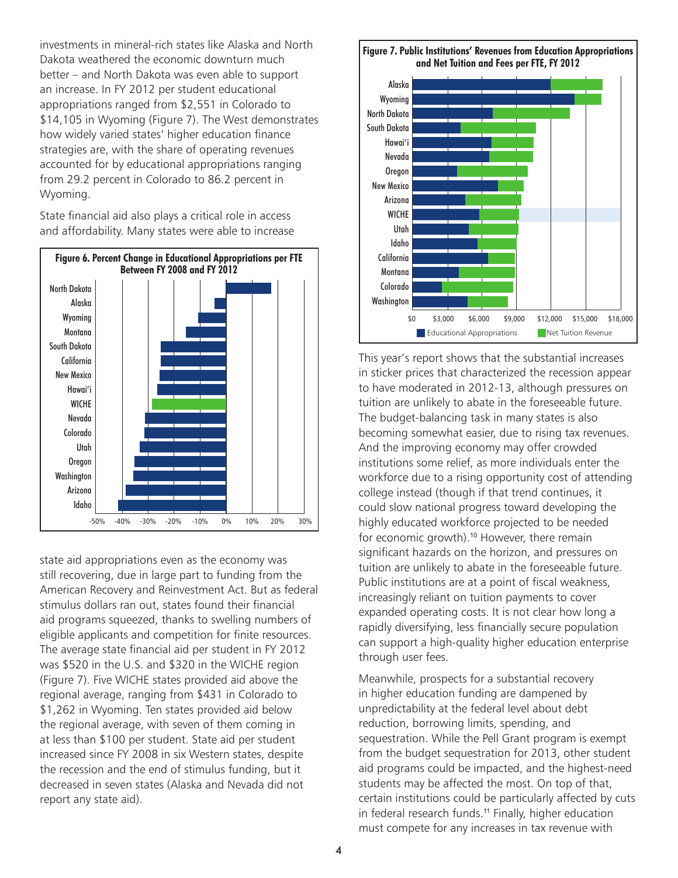investments in mineral-rich states like Alaska and North Dakota weathered the economic downturn much better – and North Dakota was even able to support an increase. In FY 2012 per student educational appropriations ranged from $2,551 in Colorado to $14,105 in Wyoming (Figure 7). The West demonstrates how widely varied states' higher education finance strategies are, with the share of operating revenues accounted for by educational appropriations ranging from 29.2 percent in Colorado to 86.2 percent in Wyoming.

State financial aid also plays a critical role in access and affordability. Many states were able to increase state aid appropriations even as the economy was still recovering, due in large part to funding from the American Recovery and Reinvestment Act. But as federal stimulus dollars ran out, states found their financial aid programs squeezed, thanks to swelling numbers of eligible applicants and competition for finite resources. The average state financial aid per student in FY 2012 was $520 in the U.S. and $320 in the WICHE region (Figure 7). Five WICHE states provided aid above the regional average, ranging from $431 in Colorado to $1,262 in Wyoming. Ten states provided aid below the regional average, with seven of them coming in at less than $100 per student. State aid per student increased since FY 2008 in six Western states, despite the recession and the end of stimulus funding, but it decreased in seven states (Alaska and Nevada did not report any state aid).

**Figure 6. Percent Change in Educational Appropriations per FTE Between FY 2008 and FY 2012**

**Figure 7. Public Institutions' Revenues from Education Appropriations and Net Tuition and Fees per FTE, FY 2012**

This year's report shows that the substantial increases in sticker prices that characterized the recession appear to have moderated in 2012-13, although pressures on tuition are unlikely to abate in the foreseeable future. The budget-balancing task in many states is also becoming somewhat easier, due to rising tax revenues. And the improving economy may offer crowded institutions some relief, as more individuals enter the workforce due to a rising opportunity cost of attending college instead (though if that trend continues, it could slow national progress toward developing the highly educated workforce projected to be needed for economic growth).[10] However, there remain significant hazards on the horizon, and pressures on tuition are unlikely to abate in the foreseeable future. Public institutions are at a point of fiscal weakness, increasingly reliant on tuition payments to cover expanded operating costs. It is not clear how long a rapidly diversifying, less financially secure population can support a high-quality higher education enterprise through user fees.

Meanwhile, prospects for a substantial recovery in higher education funding are dampened by unpredictability at the federal level about debt reduction, borrowing limits, spending, and sequestration. While the Pell Grant program is exempt from the budget sequestration for 2013, other student aid programs could be impacted, and the highest-need students may be affected the most. On top of that, certain institutions could be particularly affected by cuts in federal research funds.[11] Finally, higher education must compete for any increases in tax revenue with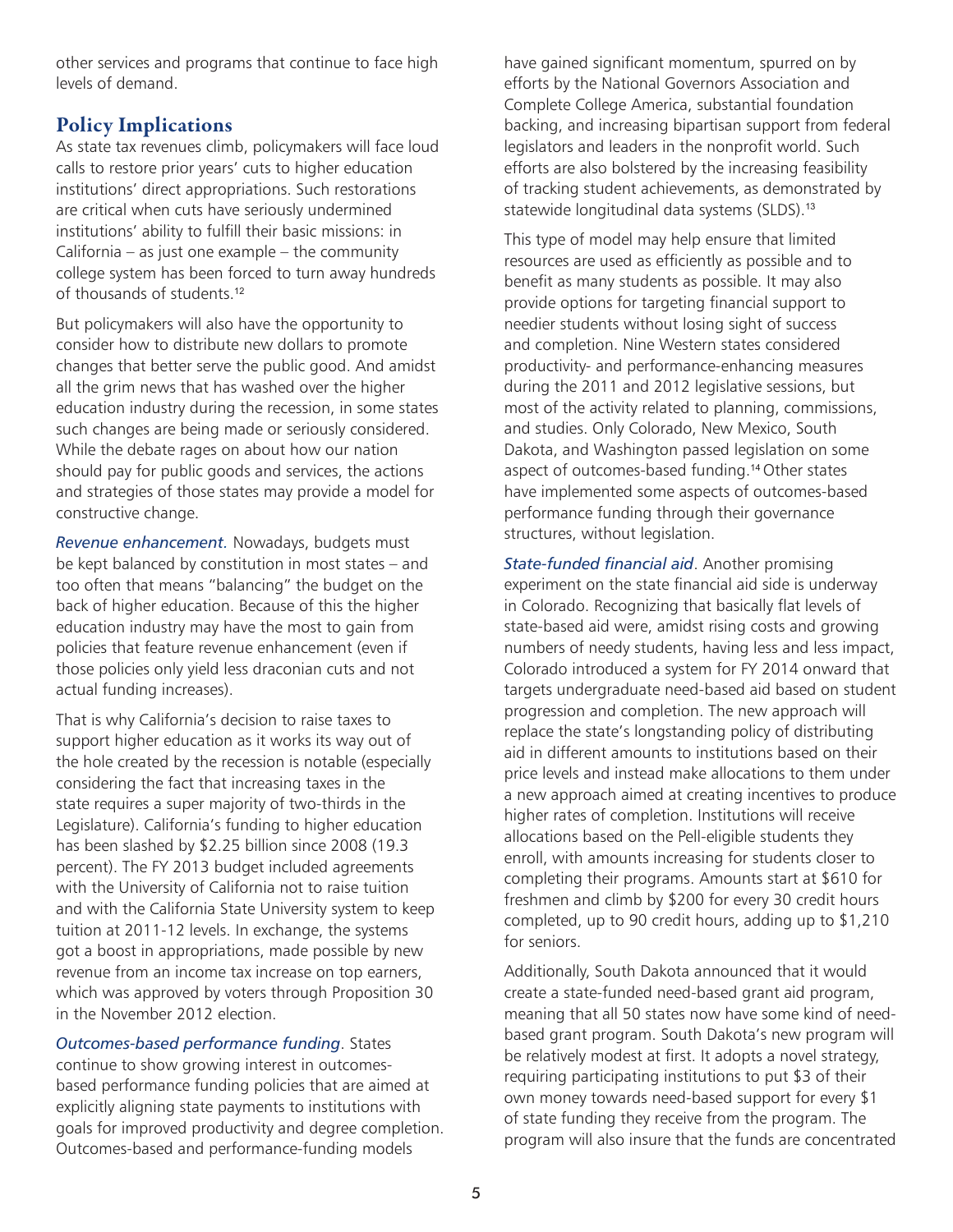other services and programs that continue to face high levels of demand.

## Policy Implications

As state tax revenues climb, policymakers will face loud calls to restore prior years' cuts to higher education institutions' direct appropriations. Such restorations are critical when cuts have seriously undermined institutions' ability to fulfill their basic missions: in California – as just one example – the community college system has been forced to turn away hundreds of thousands of students.[12]

But policymakers will also have the opportunity to consider how to distribute new dollars to promote changes that better serve the public good. And amidst all the grim news that has washed over the higher education industry during the recession, in some states such changes are being made or seriously considered. While the debate rages on about how our nation should pay for public goods and services, the actions and strategies of those states may provide a model for constructive change.

*Revenue enhancement.* Nowadays, budgets must be kept balanced by constitution in most states – and too often that means "balancing" the budget on the back of higher education. Because of this the higher education industry may have the most to gain from policies that feature revenue enhancement (even if those policies only yield less draconian cuts and not actual funding increases).

That is why California's decision to raise taxes to support higher education as it works its way out of the hole created by the recession is notable (especially considering the fact that increasing taxes in the state requires a super majority of two-thirds in the Legislature). California's funding to higher education has been slashed by $2.25 billion since 2008 (19.3 percent). The FY 2013 budget included agreements with the University of California not to raise tuition and with the California State University system to keep tuition at 2011-12 levels. In exchange, the systems got a boost in appropriations, made possible by new revenue from an income tax increase on top earners, which was approved by voters through Proposition 30 in the November 2012 election.

*Outcomes-based performance funding*. States continue to show growing interest in outcomes-based performance funding policies that are aimed at explicitly aligning state payments to institutions with goals for improved productivity and degree completion. Outcomes-based and performance-funding models have gained significant momentum, spurred on by efforts by the National Governors Association and Complete College America, substantial foundation backing, and increasing bipartisan support from federal legislators and leaders in the nonprofit world. Such efforts are also bolstered by the increasing feasibility of tracking student achievements, as demonstrated by statewide longitudinal data systems (SLDS).[13]

This type of model may help ensure that limited resources are used as efficiently as possible and to benefit as many students as possible. It may also provide options for targeting financial support to needier students without losing sight of success and completion. Nine Western states considered productivity- and performance-enhancing measures during the 2011 and 2012 legislative sessions, but most of the activity related to planning, commissions, and studies. Only Colorado, New Mexico, South Dakota, and Washington passed legislation on some aspect of outcomes-based funding.[14] Other states have implemented some aspects of outcomes-based performance funding through their governance structures, without legislation.

*State-funded financial aid*. Another promising experiment on the state financial aid side is underway in Colorado. Recognizing that basically flat levels of state-based aid were, amidst rising costs and growing numbers of needy students, having less and less impact, Colorado introduced a system for FY 2014 onward that targets undergraduate need-based aid based on student progression and completion. The new approach will replace the state's longstanding policy of distributing aid in different amounts to institutions based on their price levels and instead make allocations to them under a new approach aimed at creating incentives to produce higher rates of completion. Institutions will receive allocations based on the Pell-eligible students they enroll, with amounts increasing for students closer to completing their programs. Amounts start at $610 for freshmen and climb by $200 for every 30 credit hours completed, up to 90 credit hours, adding up to $1,210 for seniors.

Additionally, South Dakota announced that it would create a state-funded need-based grant aid program, meaning that all 50 states now have some kind of need-based grant program. South Dakota's new program will be relatively modest at first. It adopts a novel strategy, requiring participating institutions to put $3 of their own money towards need-based support for every $1 of state funding they receive from the program. The program will also insure that the funds are concentrated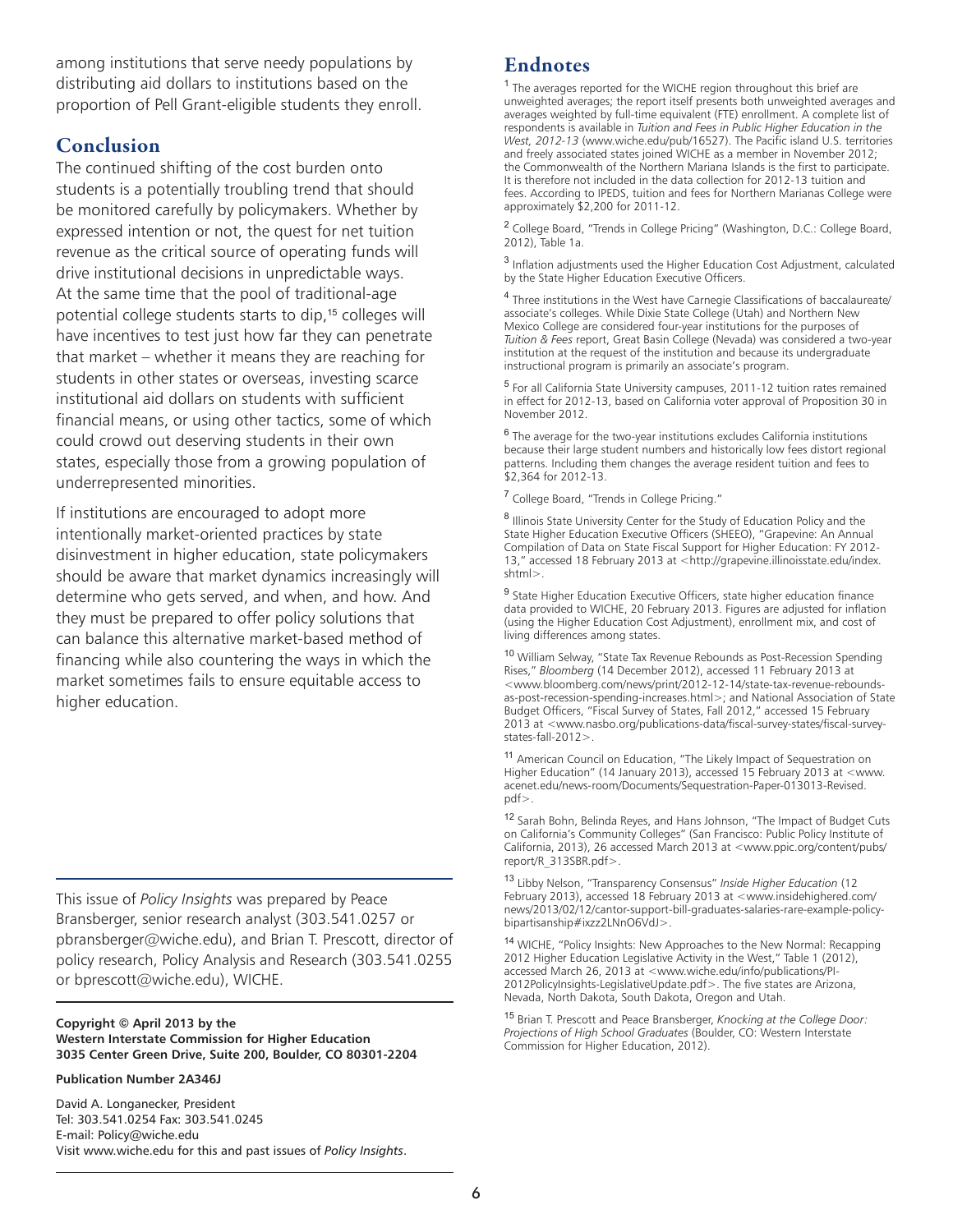among institutions that serve needy populations by distributing aid dollars to institutions based on the proportion of Pell Grant-eligible students they enroll.

## Conclusion

The continued shifting of the cost burden onto students is a potentially troubling trend that should be monitored carefully by policymakers. Whether by expressed intention or not, the quest for net tuition revenue as the critical source of operating funds will drive institutional decisions in unpredictable ways. At the same time that the pool of traditional-age potential college students starts to dip,[15] colleges will have incentives to test just how far they can penetrate that market – whether it means they are reaching for students in other states or overseas, investing scarce institutional aid dollars on students with sufficient financial means, or using other tactics, some of which could crowd out deserving students in their own states, especially those from a growing population of underrepresented minorities.

If institutions are encouraged to adopt more intentionally market-oriented practices by state disinvestment in higher education, state policymakers should be aware that market dynamics increasingly will determine who gets served, and when, and how. And they must be prepared to offer policy solutions that can balance this alternative market-based method of financing while also countering the ways in which the market sometimes fails to ensure equitable access to higher education.

---

This issue of *Policy Insights* was prepared by Peace Bransberger, senior research analyst (303.541.0257 or pbransberger@wiche.edu), and Brian T. Prescott, director of policy research, Policy Analysis and Research (303.541.0255 or bprescott@wiche.edu), WICHE.

---

**Copyright © April 2013 by the**
**Western Interstate Commission for Higher Education**
**3035 Center Green Drive, Suite 200, Boulder, CO 80301-2204**

**Publication Number 2A346J**

David A. Longanecker, President
Tel: 303.541.0254 Fax: 303.541.0245
E-mail: Policy@wiche.edu
Visit www.wiche.edu for this and past issues of *Policy Insights*.

## Endnotes

[1] The averages reported for the WICHE region throughout this brief are unweighted averages; the report itself presents both unweighted averages and averages weighted by full-time equivalent (FTE) enrollment. A complete list of respondents is available in *Tuition and Fees in Public Higher Education in the West, 2012-13* (www.wiche.edu/pub/16527). The Pacific island U.S. territories and freely associated states joined WICHE as a member in November 2012; the Commonwealth of the Northern Mariana Islands is the first to participate. It is therefore not included in the data collection for 2012-13 tuition and fees. According to IPEDS, tuition and fees for Northern Marianas College were approximately $2,200 for 2011-12.

[2] College Board, "Trends in College Pricing" (Washington, D.C.: College Board, 2012), Table 1a.

[3] Inflation adjustments used the Higher Education Cost Adjustment, calculated by the State Higher Education Executive Officers.

[4] Three institutions in the West have Carnegie Classifications of baccalaureate/associate's colleges. While Dixie State College (Utah) and Northern New Mexico College are considered four-year institutions for the purposes of *Tuition & Fees* report, Great Basin College (Nevada) was considered a two-year institution at the request of the institution and because its undergraduate instructional program is primarily an associate's program.

[5] For all California State University campuses, 2011-12 tuition rates remained in effect for 2012-13, based on California voter approval of Proposition 30 in November 2012.

[6] The average for the two-year institutions excludes California institutions because their large student numbers and historically low fees distort regional patterns. Including them changes the average resident tuition and fees to $2,364 for 2012-13.

[7] College Board, "Trends in College Pricing."

[8] Illinois State University Center for the Study of Education Policy and the State Higher Education Executive Officers (SHEEO), "Grapevine: An Annual Compilation of Data on State Fiscal Support for Higher Education: FY 2012-13," accessed 18 February 2013 at <http://grapevine.illinoisstate.edu/index.shtml>.

[9] State Higher Education Executive Officers, state higher education finance data provided to WICHE, 20 February 2013. Figures are adjusted for inflation (using the Higher Education Cost Adjustment), enrollment mix, and cost of living differences among states.

[10] William Selway, "State Tax Revenue Rebounds as Post-Recession Spending Rises," *Bloomberg* (14 December 2012), accessed 11 February 2013 at <www.bloomberg.com/news/print/2012-12-14/state-tax-revenue-rebounds-as-post-recession-spending-increases.html>; and National Association of State Budget Officers, "Fiscal Survey of States, Fall 2012," accessed 15 February 2013 at <www.nasbo.org/publications-data/fiscal-survey-states/fiscal-survey-states-fall-2012>.

[11] American Council on Education, "The Likely Impact of Sequestration on Higher Education" (14 January 2013), accessed 15 February 2013 at <www.acenet.edu/news-room/Documents/Sequestration-Paper-013013-Revised.pdf>.

[12] Sarah Bohn, Belinda Reyes, and Hans Johnson, "The Impact of Budget Cuts on California's Community Colleges" (San Francisco: Public Policy Institute of California, 2013), 26 accessed March 2013 at <www.ppic.org/content/pubs/report/R_313SBR.pdf>.

[13] Libby Nelson, "Transparency Consensus" *Inside Higher Education* (12 February 2013), accessed 18 February 2013 at <www.insidehighered.com/news/2013/02/12/cantor-support-bill-graduates-salaries-rare-example-policy-bipartisanship#ixzz2LNnO6VdJ>.

[14] WICHE, "Policy Insights: New Approaches to the New Normal: Recapping 2012 Higher Education Legislative Activity in the West," Table 1 (2012), accessed March 26, 2013 at <www.wiche.edu/info/publications/PI-2012PolicyInsights-LegislativeUpdate.pdf>. The five states are Arizona, Nevada, North Dakota, South Dakota, Oregon and Utah.

[15] Brian T. Prescott and Peace Bransberger, *Knocking at the College Door: Projections of High School Graduates* (Boulder, CO: Western Interstate Commission for Higher Education, 2012).